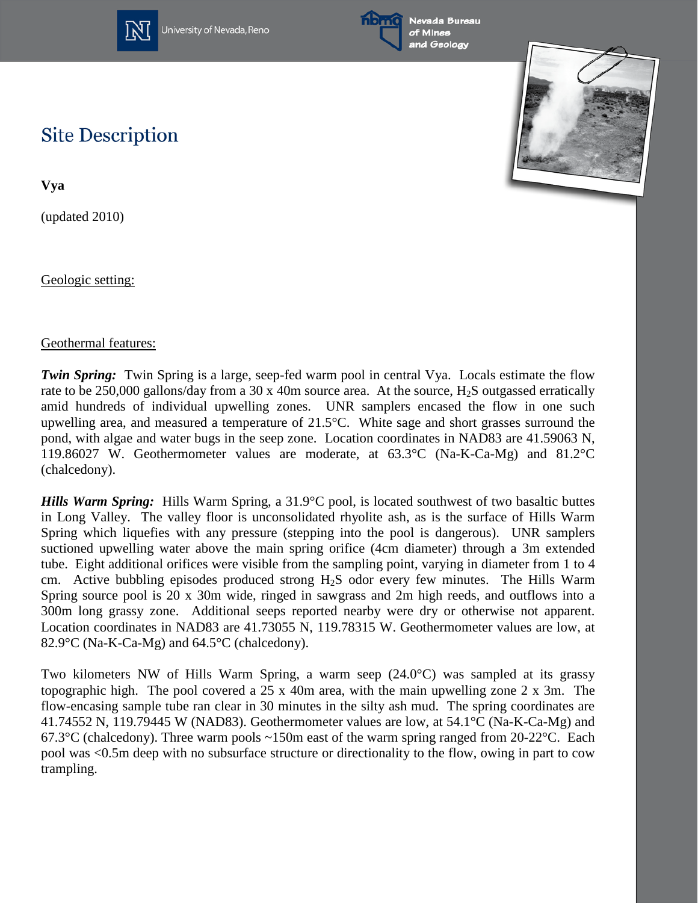# Site Description

**Vya**

(updated 2010)

Geologic setting:

Geothermal features:

***Twin Spring:*** Twin Spring is a large, seep-fed warm pool in central Vya. Locals estimate the flow rate to be 250,000 gallons/day from a 30 x 40m source area. At the source, $H_2S$ outgassed erratically amid hundreds of individual upwelling zones. UNR samplers encased the flow in one such upwelling area, and measured a temperature of 21.5°C. White sage and short grasses surround the pond, with algae and water bugs in the seep zone. Location coordinates in NAD83 are 41.59063 N, 119.86027 W. Geothermometer values are moderate, at 63.3°C (Na-K-Ca-Mg) and 81.2°C (chalcedony).

***Hills Warm Spring:*** Hills Warm Spring, a 31.9°C pool, is located southwest of two basaltic buttes in Long Valley. The valley floor is unconsolidated rhyolite ash, as is the surface of Hills Warm Spring which liquefies with any pressure (stepping into the pool is dangerous). UNR samplers suctioned upwelling water above the main spring orifice (4cm diameter) through a 3m extended tube. Eight additional orifices were visible from the sampling point, varying in diameter from 1 to 4 cm. Active bubbling episodes produced strong $H_2S$ odor every few minutes. The Hills Warm Spring source pool is 20 x 30m wide, ringed in sawgrass and 2m high reeds, and outflows into a 300m long grassy zone. Additional seeps reported nearby were dry or otherwise not apparent. Location coordinates in NAD83 are 41.73055 N, 119.78315 W. Geothermometer values are low, at 82.9°C (Na-K-Ca-Mg) and 64.5°C (chalcedony).

Two kilometers NW of Hills Warm Spring, a warm seep (24.0°C) was sampled at its grassy topographic high. The pool covered a 25 x 40m area, with the main upwelling zone 2 x 3m. The flow-encasing sample tube ran clear in 30 minutes in the silty ash mud. The spring coordinates are 41.74552 N, 119.79445 W (NAD83). Geothermometer values are low, at 54.1°C (Na-K-Ca-Mg) and 67.3°C (chalcedony). Three warm pools ~150m east of the warm spring ranged from 20-22°C. Each pool was <0.5m deep with no subsurface structure or directionality to the flow, owing in part to cow trampling.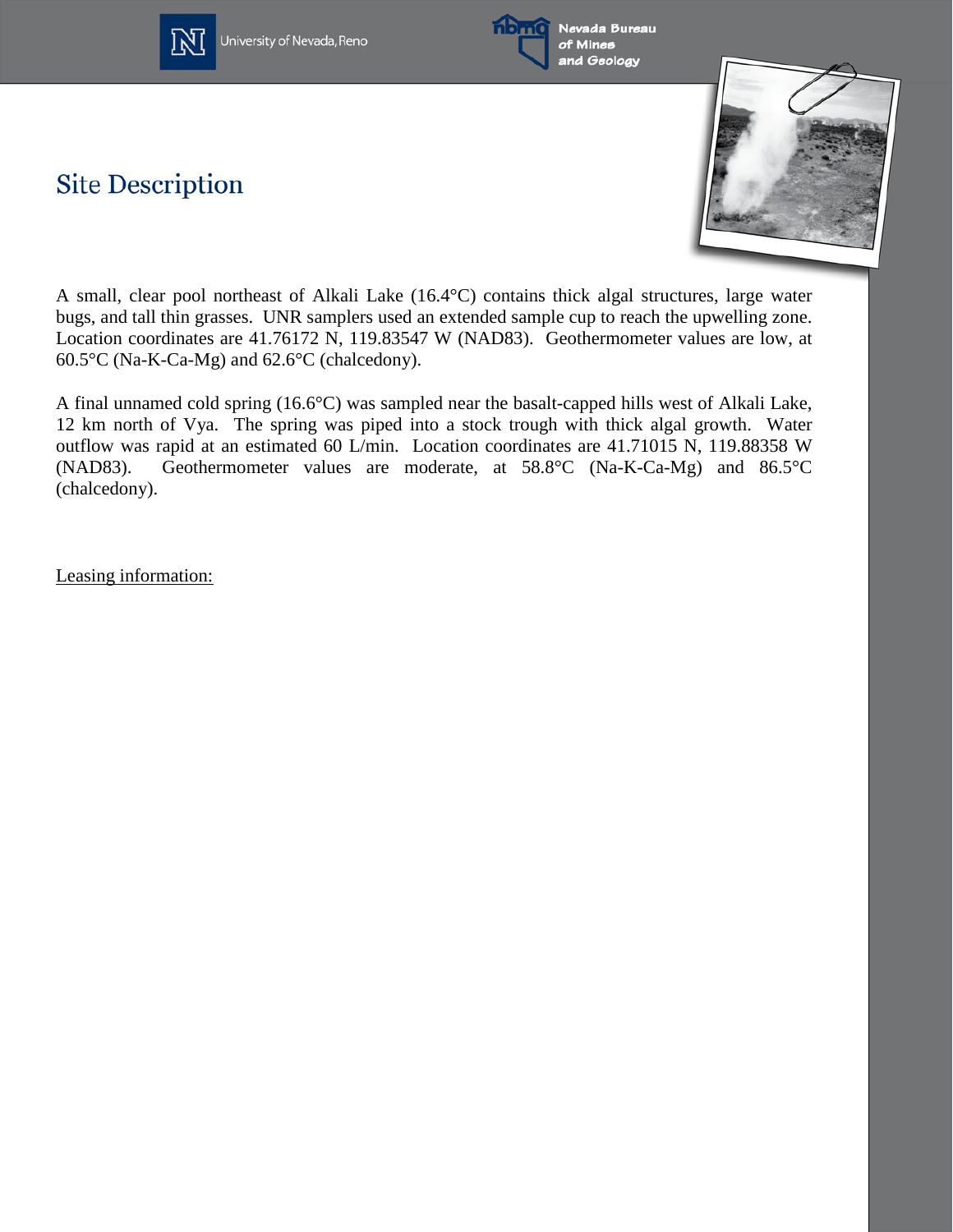## Site Description

A small, clear pool northeast of Alkali Lake (16.4°C) contains thick algal structures, large water bugs, and tall thin grasses. UNR samplers used an extended sample cup to reach the upwelling zone. Location coordinates are 41.76172 N, 119.83547 W (NAD83). Geothermometer values are low, at 60.5°C (Na-K-Ca-Mg) and 62.6°C (chalcedony).

A final unnamed cold spring (16.6°C) was sampled near the basalt-capped hills west of Alkali Lake, 12 km north of Vya. The spring was piped into a stock trough with thick algal growth. Water outflow was rapid at an estimated 60 L/min. Location coordinates are 41.71015 N, 119.88358 W (NAD83). Geothermometer values are moderate, at 58.8°C (Na-K-Ca-Mg) and 86.5°C (chalcedony).

Leasing information: